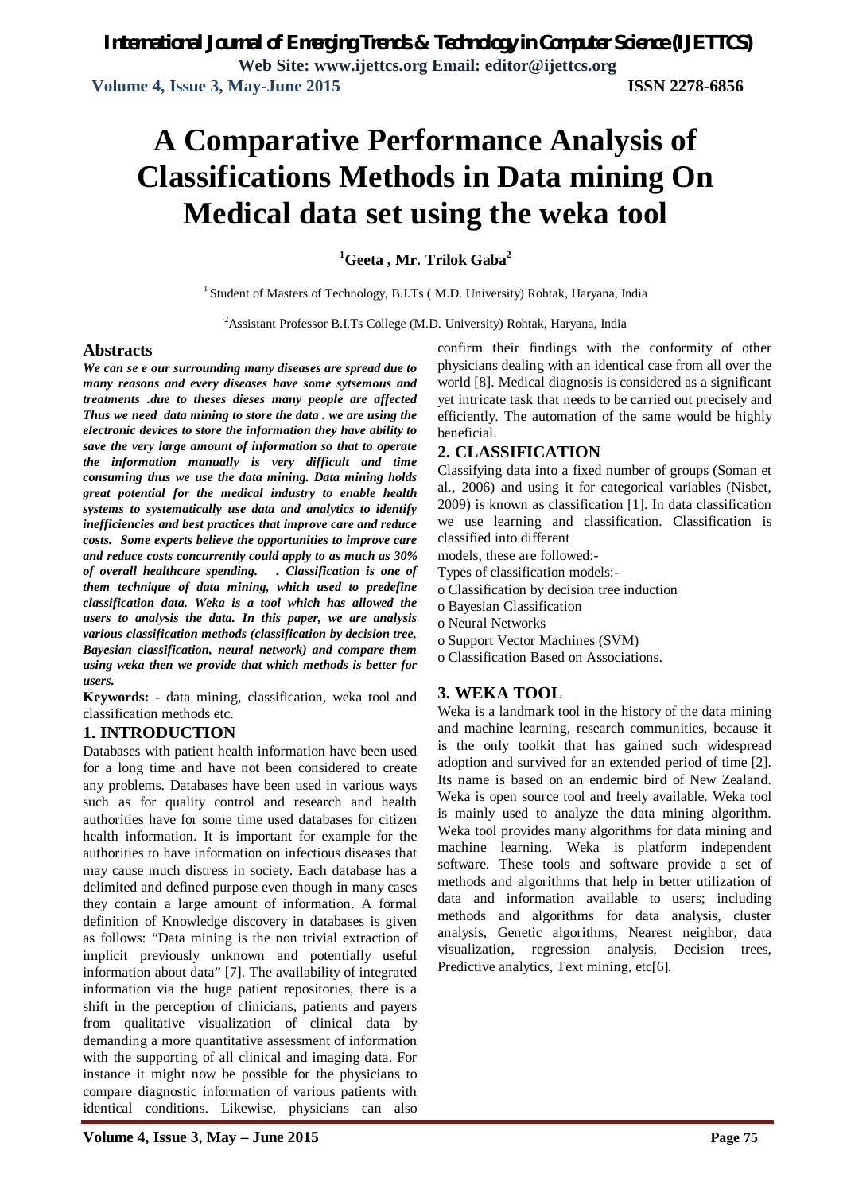# A Comparative Performance Analysis of Classifications Methods in Data mining On Medical data set using the weka tool

**[1]Geeta , Mr. Trilok Gaba[2]**

[1] Student of Masters of Technology, B.I.Ts ( M.D. University) Rohtak, Haryana, India

[2]Assistant Professor B.I.Ts College (M.D. University) Rohtak, Haryana, India

## Abstracts

***We can se e our surrounding many diseases are spread due to many reasons and every diseases have some sytsemous and treatments .due to theses dieses many people are affected Thus we need data mining to store the data . we are using the electronic devices to store the information they have ability to save the very large amount of information so that to operate the information manually is very difficult and time consuming thus we use the data mining. Data mining holds great potential for the medical industry to enable health systems to systematically use data and analytics to identify inefficiencies and best practices that improve care and reduce costs. Some experts believe the opportunities to improve care and reduce costs concurrently could apply to as much as 30% of overall healthcare spending. . Classification is one of them technique of data mining, which used to predefine classification data. Weka is a tool which has allowed the users to analysis the data. In this paper, we are analysis various classification methods (classification by decision tree, Bayesian classification, neural network) and compare them using weka then we provide that which methods is better for users.***

**Keywords:** - data mining, classification, weka tool and classification methods etc.

## 1. INTRODUCTION

Databases with patient health information have been used for a long time and have not been considered to create any problems. Databases have been used in various ways such as for quality control and research and health authorities have for some time used databases for citizen health information. It is important for example for the authorities to have information on infectious diseases that may cause much distress in society. Each database has a delimited and defined purpose even though in many cases they contain a large amount of information. A formal definition of Knowledge discovery in databases is given as follows: "Data mining is the non trivial extraction of implicit previously unknown and potentially useful information about data" [7]. The availability of integrated information via the huge patient repositories, there is a shift in the perception of clinicians, patients and payers from qualitative visualization of clinical data by demanding a more quantitative assessment of information with the supporting of all clinical and imaging data. For instance it might now be possible for the physicians to compare diagnostic information of various patients with identical conditions. Likewise, physicians can also confirm their findings with the conformity of other physicians dealing with an identical case from all over the world [8]. Medical diagnosis is considered as a significant yet intricate task that needs to be carried out precisely and efficiently. The automation of the same would be highly beneficial.

## 2. CLASSIFICATION

Classifying data into a fixed number of groups (Soman et al., 2006) and using it for categorical variables (Nisbet, 2009) is known as classification [1]. In data classification we use learning and classification. Classification is classified into different models, these are followed:-

Types of classification models:-

- o Classification by decision tree induction
- o Bayesian Classification
- o Neural Networks
- o Support Vector Machines (SVM)
- o Classification Based on Associations.

## 3. WEKA TOOL

Weka is a landmark tool in the history of the data mining and machine learning, research communities, because it is the only toolkit that has gained such widespread adoption and survived for an extended period of time [2]. Its name is based on an endemic bird of New Zealand. Weka is open source tool and freely available. Weka tool is mainly used to analyze the data mining algorithm. Weka tool provides many algorithms for data mining and machine learning. Weka is platform independent software. These tools and software provide a set of methods and algorithms that help in better utilization of data and information available to users; including methods and algorithms for data analysis, cluster analysis, Genetic algorithms, Nearest neighbor, data visualization, regression analysis, Decision trees, Predictive analytics, Text mining, etc[6].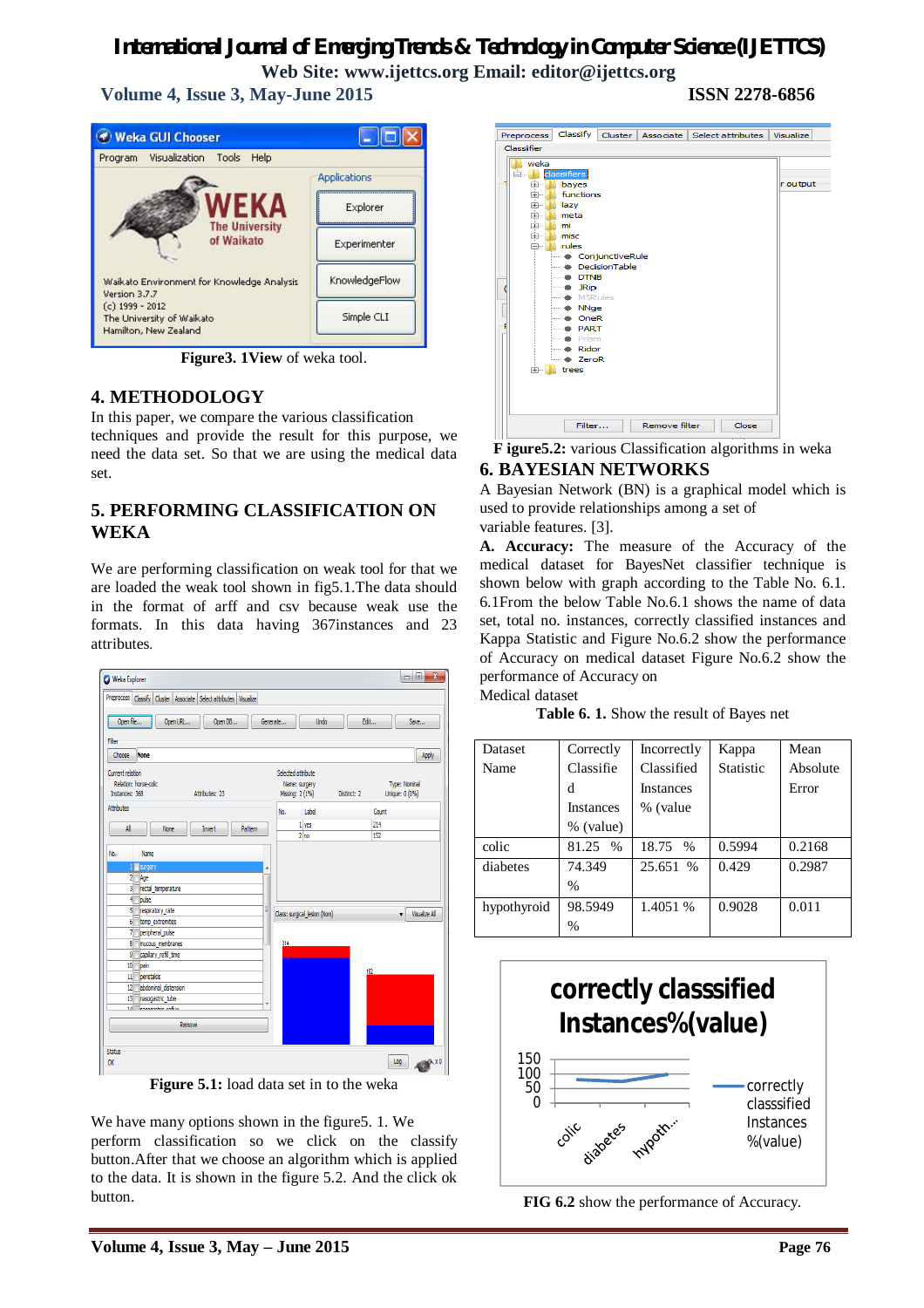**Figure3. 1View** of weka tool.

## 4. METHODOLOGY

In this paper, we compare the various classification techniques and provide the result for this purpose, we need the data set. So that we are using the medical data set.

## 5. PERFORMING CLASSIFICATION ON WEKA

We are performing classification on weak tool for that we are loaded the weak tool shown in fig5.1.The data should in the format of arff and csv because weak use the formats. In this data having 367instances and 23 attributes.

**Figure 5.1:** load data set in to the weka

We have many options shown in the figure5. 1. We perform classification so we click on the classify button.After that we choose an algorithm which is applied to the data. It is shown in the figure 5.2. And the click ok button.

**F igure5.2:** various Classification algorithms in weka

## 6. BAYESIAN NETWORKS

A Bayesian Network (BN) is a graphical model which is used to provide relationships among a set of variable features. [3].

**A. Accuracy:** The measure of the Accuracy of the medical dataset for BayesNet classifier technique is shown below with graph according to the Table No. 6.1. 6.1From the below Table No.6.1 shows the name of data set, total no. instances, correctly classified instances and Kappa Statistic and Figure No.6.2 show the performance of Accuracy on medical dataset Figure No.6.2 show the performance of Accuracy on Medical dataset

**Table 6. 1.** Show the result of Bayes net

| Dataset Name | Correctly Classified Instances % (value) | Incorrectly Classified Instances % (value | Kappa Statistic | Mean Absolute Error |
|---|---|---|---|---|
| colic | 81.25 % | 18.75 % | 0.5994 | 0.2168 |
| diabetes | 74.349 % | 25.651 % | 0.429 | 0.2987 |
| hypothyroid | 98.5949 % | 1.4051 % | 0.9028 | 0.011 |

**FIG 6.2** show the performance of Accuracy.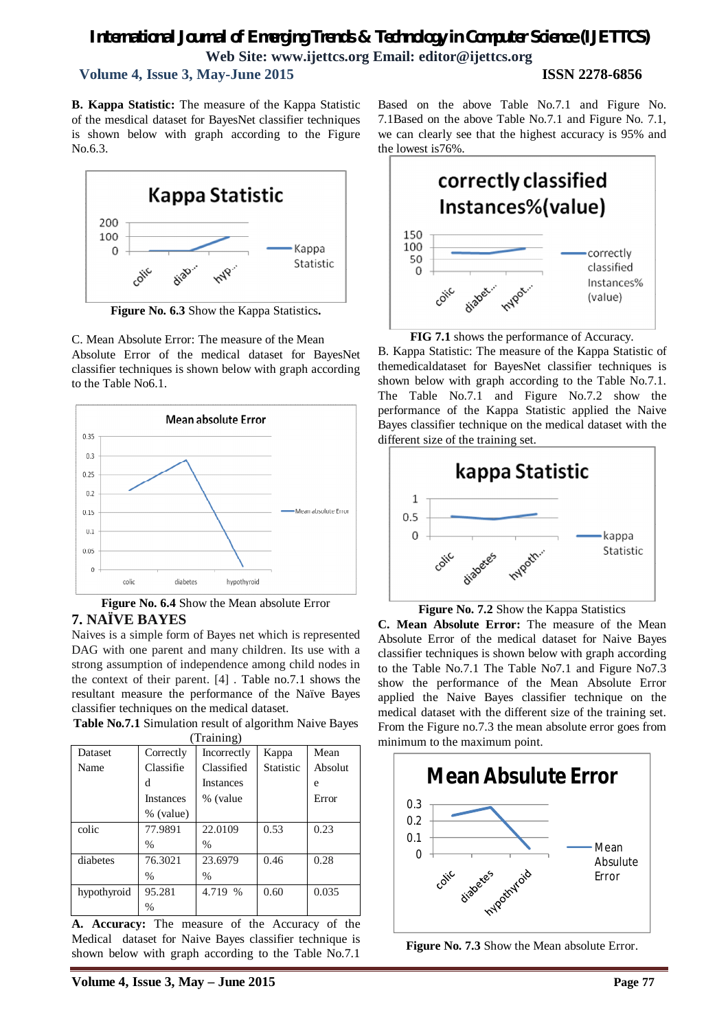**B. Kappa Statistic:** The measure of the Kappa Statistic of the mesdical dataset for BayesNet classifier techniques is shown below with graph according to the Figure No.6.3.

**Figure No. 6.3** Show the Kappa Statistics**.**

C. Mean Absolute Error: The measure of the Mean Absolute Error of the medical dataset for BayesNet classifier techniques is shown below with graph according to the Table No6.1.

**Figure No. 6.4** Show the Mean absolute Error

## 7. NAÏVE BAYES

Naives is a simple form of Bayes net which is represented DAG with one parent and many children. Its use with a strong assumption of independence among child nodes in the context of their parent. [4] . Table no.7.1 shows the resultant measure the performance of the Naïve Bayes classifier techniques on the medical dataset.

**Table No.7.1** Simulation result of algorithm Naive Bayes (Training)

| Dataset Name | Correctly Classified Instances % (value) | Incorrectly Classified Instances % (value | Kappa Statistic | Mean Absolute Error |
|---|---|---|---|---|
| colic | 77.9891 % | 22.0109 % | 0.53 | 0.23 |
| diabetes | 76.3021 % | 23.6979 % | 0.46 | 0.28 |
| hypothyroid | 95.281 % | 4.719 % | 0.60 | 0.035 |

**A. Accuracy:** The measure of the Accuracy of the Medical dataset for Naive Bayes classifier technique is shown below with graph according to the Table No.7.1 Based on the above Table No.7.1 and Figure No. 7.1Based on the above Table No.7.1 and Figure No. 7.1, we can clearly see that the highest accuracy is 95% and the lowest is76%.

**FIG 7.1** shows the performance of Accuracy.

B. Kappa Statistic: The measure of the Kappa Statistic of themedicaldataset for BayesNet classifier techniques is shown below with graph according to the Table No.7.1. The Table No.7.1 and Figure No.7.2 show the performance of the Kappa Statistic applied the Naive Bayes classifier technique on the medical dataset with the different size of the training set.

**Figure No. 7.2** Show the Kappa Statistics

**C. Mean Absolute Error:** The measure of the Mean Absolute Error of the medical dataset for Naive Bayes classifier techniques is shown below with graph according to the Table No.7.1 The Table No7.1 and Figure No7.3 show the performance of the Mean Absolute Error applied the Naive Bayes classifier technique on the medical dataset with the different size of the training set. From the Figure no.7.3 the mean absolute error goes from minimum to the maximum point.

**Figure No. 7.3** Show the Mean absolute Error.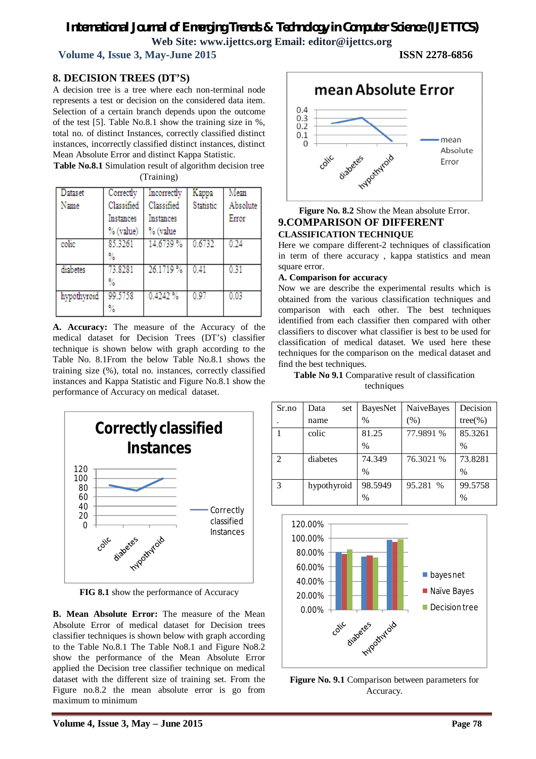## 8. DECISION TREES (DT'S)

A decision tree is a tree where each non-terminal node represents a test or decision on the considered data item. Selection of a certain branch depends upon the outcome of the test [5]. Table No.8.1 show the training size in %, total no. of distinct Instances, correctly classified distinct instances, incorrectly classified distinct instances, distinct Mean Absolute Error and distinct Kappa Statistic.

**Table No.8.1** Simulation result of algorithm decision tree (Training)

| Dataset Name | Correctly Classified Instances % (value) | Incorrectly Classified Instances % (value | Kappa Statistic | Mean Absolute Error |
|---|---|---|---|---|
| colic | 85.3261 % | 14.6739 % | 0.6732 | 0.24 |
| diabetes | 73.8281 % | 26.1719 % | 0.41 | 0.31 |
| hypothyroid | 99.5758 % | 0.4242 % | 0.97 | 0.03 |

**A. Accuracy:** The measure of the Accuracy of the medical dataset for Decision Trees (DT's) classifier technique is shown below with graph according to the Table No. 8.1From the below Table No.8.1 shows the training size (%), total no. instances, correctly classified instances and Kappa Statistic and Figure No.8.1 show the performance of Accuracy on medical dataset.

**FIG 8.1** show the performance of Accuracy

**B. Mean Absolute Error:** The measure of the Mean Absolute Error of medical dataset for Decision trees classifier techniques is shown below with graph according to the Table No.8.1 The Table No8.1 and Figure No8.2 show the performance of the Mean Absolute Error applied the Decision tree classifier technique on medical dataset with the different size of training set. From the Figure no.8.2 the mean absolute error is go from maximum to minimum

**Figure No. 8.2** Show the Mean absolute Error.

## 9.COMPARISON OF DIFFERENT CLASSIFICATION TECHNIQUE

Here we compare different-2 techniques of classification in term of there accuracy , kappa statistics and mean square error.

**A. Comparison for accuracy**

Now we are describe the experimental results which is obtained from the various classification techniques and comparison with each other. The best techniques identified from each classifier then compared with other classifiers to discover what classifier is best to be used for classification of medical dataset. We used here these techniques for the comparison on the medical dataset and find the best techniques.

**Table No 9.1** Comparative result of classification techniques

| Sr.no. | Data set name | BayesNet % | NaiveBayes (%) | Decision tree(%) |
|---|---|---|---|---|
| 1 | colic | 81.25 % | 77.9891 % | 85.3261 % |
| 2 | diabetes | 74.349 % | 76.3021 % | 73.8281 % |
| 3 | hypothyroid | 98.5949 % | 95.281 % | 99.5758 % |

**Figure No. 9.1** Comparison between parameters for Accuracy.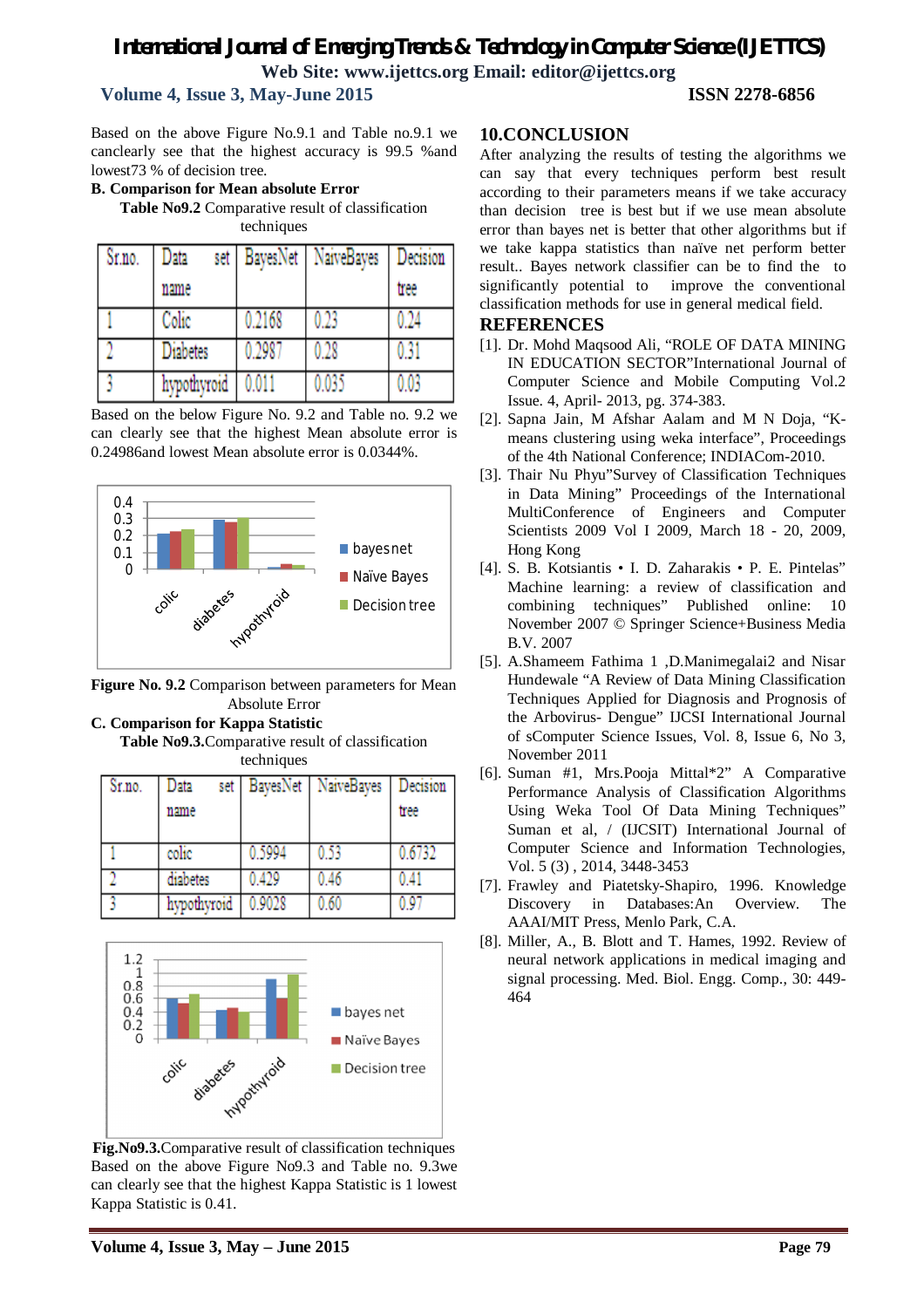Based on the above Figure No.9.1 and Table no.9.1 we canclearly see that the highest accuracy is 99.5 %and lowest73 % of decision tree.

**B. Comparison for Mean absolute Error**

**Table No9.2** Comparative result of classification techniques

| Sr.no. | Data set name | BayesNet | NaiveBayes | Decision tree |
|---|---|---|---|---|
| 1 | Colic | 0.2168 | 0.23 | 0.24 |
| 2 | Diabetes | 0.2987 | 0.28 | 0.31 |
| 3 | hypothyroid | 0.011 | 0.035 | 0.03 |

Based on the below Figure No. 9.2 and Table no. 9.2 we can clearly see that the highest Mean absolute error is 0.24986and lowest Mean absolute error is 0.0344%.

0.4
0.3
0.2
0.1
0
colic
diabetes
hypothyroid
bayesnet
Naïve Bayes
Decision tree

**Figure No. 9.2** Comparison between parameters for Mean Absolute Error

**C. Comparison for Kappa Statistic**

**Table No9.3.**Comparative result of classification techniques

| Sr.no. | Data set name | BayesNet | NaiveBayes | Decision tree |
|---|---|---|---|---|
| 1 | colic | 0.5994 | 0.53 | 0.6732 |
| 2 | diabetes | 0.429 | 0.46 | 0.41 |
| 3 | hypothyroid | 0.9028 | 0.60 | 0.97 |

1.2
1
0.8
0.6
0.4
0.2
0
colic
diabetes
hypothyroid
bayes net
Naïve Bayes
Decision tree

**Fig.No9.3.**Comparative result of classification techniques

Based on the above Figure No9.3 and Table no. 9.3we can clearly see that the highest Kappa Statistic is 1 lowest Kappa Statistic is 0.41.

## 10.CONCLUSION

After analyzing the results of testing the algorithms we can say that every techniques perform best result according to their parameters means if we take accuracy than decision tree is best but if we use mean absolute error than bayes net is better that other algorithms but if we take kappa statistics than naïve net perform better result.. Bayes network classifier can be to find the to significantly potential to improve the conventional classification methods for use in general medical field.

## REFERENCES

[1]. Dr. Mohd Maqsood Ali, "ROLE OF DATA MINING IN EDUCATION SECTOR"International Journal of Computer Science and Mobile Computing Vol.2 Issue. 4, April- 2013, pg. 374-383.

[2]. Sapna Jain, M Afshar Aalam and M N Doja, "K-means clustering using weka interface", Proceedings of the 4th National Conference; INDIACom-2010.

[3]. Thair Nu Phyu"Survey of Classification Techniques in Data Mining" Proceedings of the International MultiConference of Engineers and Computer Scientists 2009 Vol I 2009, March 18 - 20, 2009, Hong Kong

[4]. S. B. Kotsiantis • I. D. Zaharakis • P. E. Pintelas" Machine learning: a review of classification and combining techniques" Published online: 10 November 2007 © Springer Science+Business Media B.V. 2007

[5]. A.Shameem Fathima 1 ,D.Manimegalai2 and Nisar Hundewale "A Review of Data Mining Classification Techniques Applied for Diagnosis and Prognosis of the Arbovirus- Dengue" IJCSI International Journal of sComputer Science Issues, Vol. 8, Issue 6, No 3, November 2011

[6]. Suman #1, Mrs.Pooja Mittal*2" A Comparative Performance Analysis of Classification Algorithms Using Weka Tool Of Data Mining Techniques" Suman et al, / (IJCSIT) International Journal of Computer Science and Information Technologies, Vol. 5 (3) , 2014, 3448-3453

[7]. Frawley and Piatetsky-Shapiro, 1996. Knowledge Discovery in Databases:An Overview. The AAAI/MIT Press, Menlo Park, C.A.

[8]. Miller, A., B. Blott and T. Hames, 1992. Review of neural network applications in medical imaging and signal processing. Med. Biol. Engg. Comp., 30: 449-464